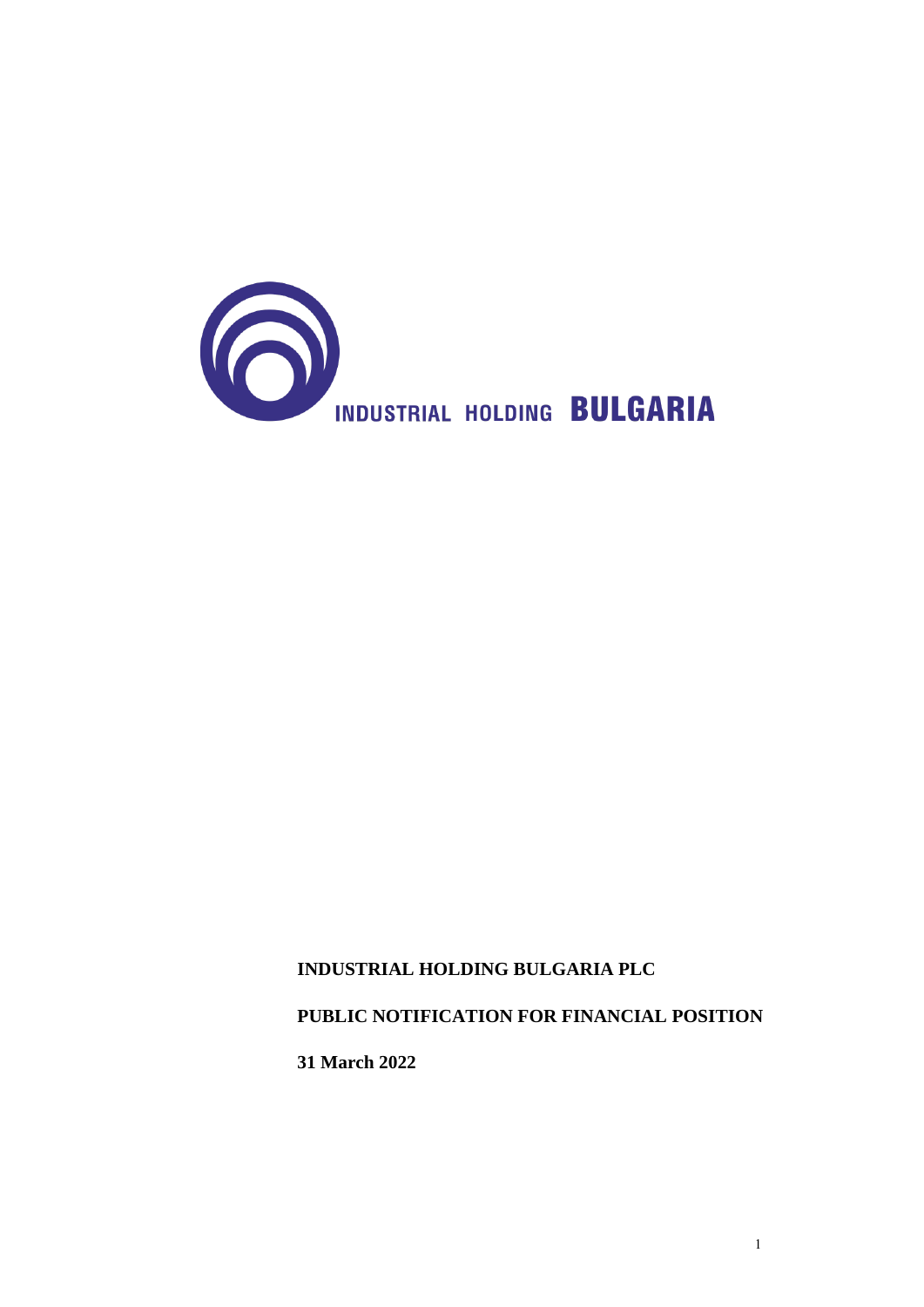INDUSTRIAL HOLDING **BULGARIA**

**INDUSTRIAL HOLDING BULGARIA PLC**

**PUBLIC NOTIFICATION FOR FINANCIAL POSITION**

**31 March 2022**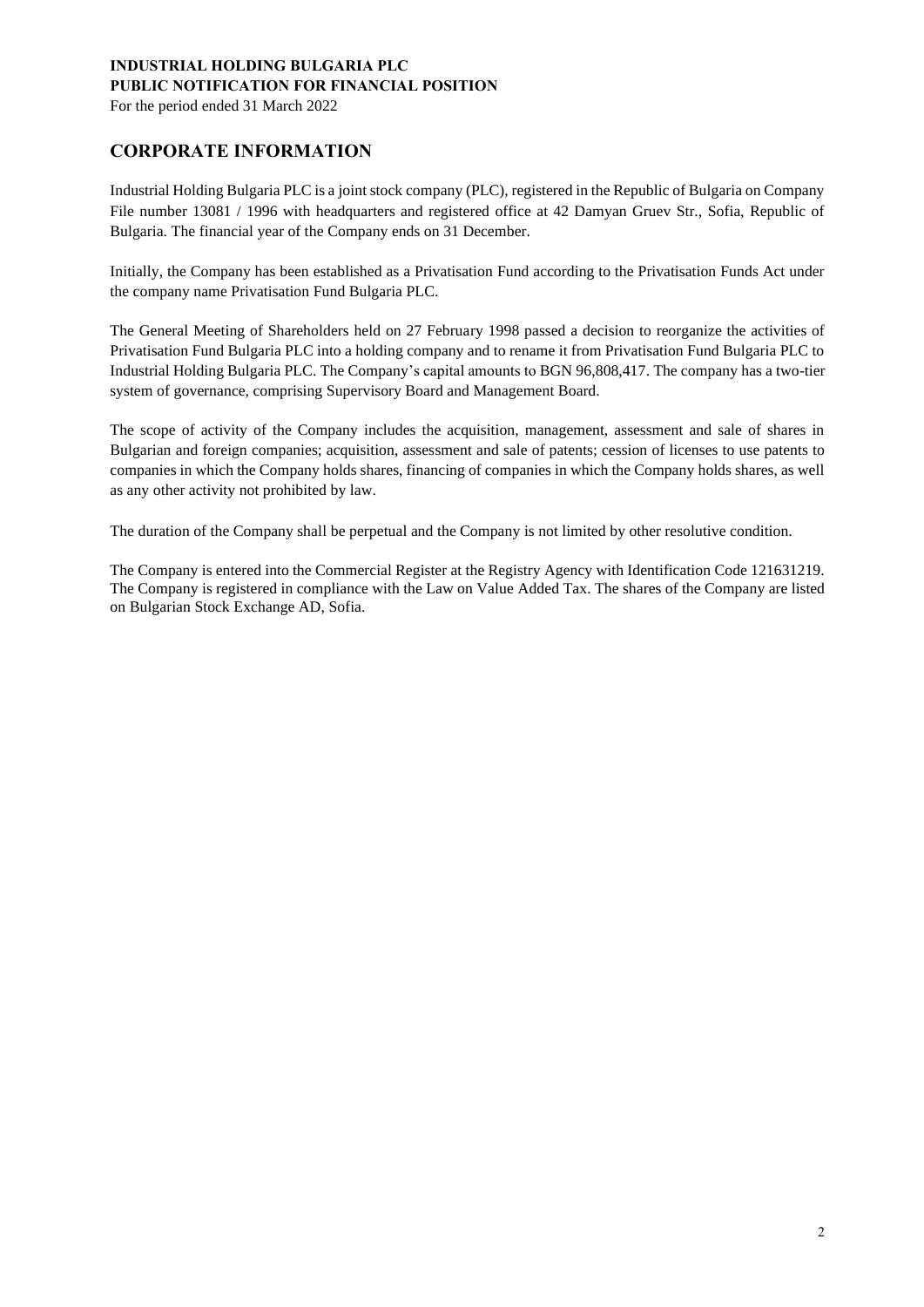## CORPORATE INFORMATION

Industrial Holding Bulgaria PLC is a joint stock company (PLC), registered in the Republic of Bulgaria on Company File number 13081 / 1996 with headquarters and registered office at 42 Damyan Gruev Str., Sofia, Republic of Bulgaria. The financial year of the Company ends on 31 December.

Initially, the Company has been established as a Privatisation Fund according to the Privatisation Funds Act under the company name Privatisation Fund Bulgaria PLC.

The General Meeting of Shareholders held on 27 February 1998 passed a decision to reorganize the activities of Privatisation Fund Bulgaria PLC into a holding company and to rename it from Privatisation Fund Bulgaria PLC to Industrial Holding Bulgaria PLC. The Company's capital amounts to BGN 96,808,417. The company has a two-tier system of governance, comprising Supervisory Board and Management Board.

The scope of activity of the Company includes the acquisition, management, assessment and sale of shares in Bulgarian and foreign companies; acquisition, assessment and sale of patents; cession of licenses to use patents to companies in which the Company holds shares, financing of companies in which the Company holds shares, as well as any other activity not prohibited by law.

The duration of the Company shall be perpetual and the Company is not limited by other resolutive condition.

The Company is entered into the Commercial Register at the Registry Agency with Identification Code 121631219. The Company is registered in compliance with the Law on Value Added Tax. The shares of the Company are listed on Bulgarian Stock Exchange AD, Sofia.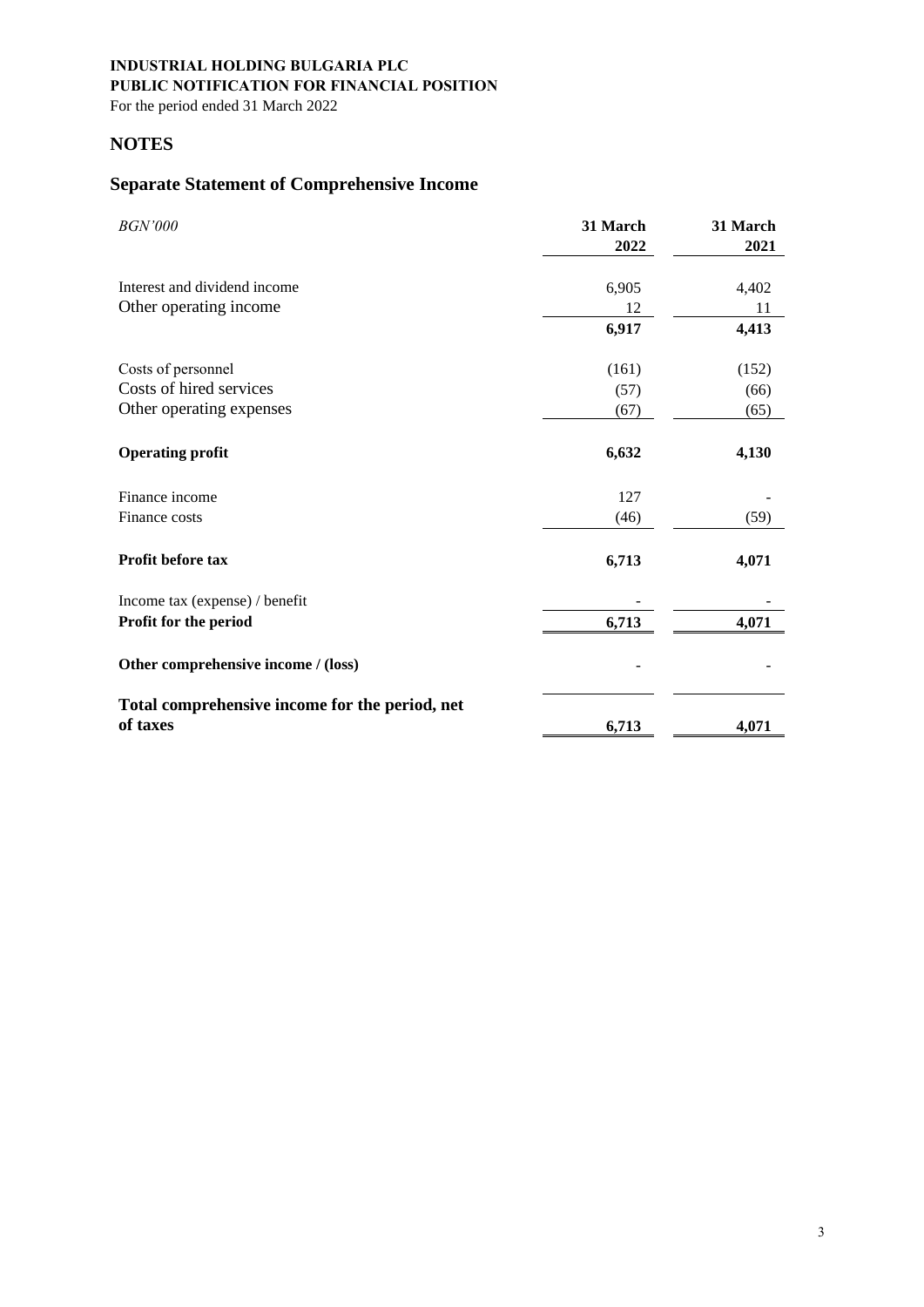**INDUSTRIAL HOLDING BULGARIA PLC**
**PUBLIC NOTIFICATION FOR FINANCIAL POSITION**
For the period ended 31 March 2022

## NOTES

## Separate Statement of Comprehensive Income

| *BGN'000* | **31 March 2022** | **31 March 2021** |
|---|---|---|
| Interest and dividend income | 6,905 | 4,402 |
| Other operating income | 12 | 11 |
| | **6,917** | **4,413** |
| Costs of personnel | (161) | (152) |
| Costs of hired services | (57) | (66) |
| Other operating expenses | (67) | (65) |
| **Operating profit** | **6,632** | **4,130** |
| Finance income | 127 | - |
| Finance costs | (46) | (59) |
| **Profit before tax** | **6,713** | **4,071** |
| Income tax (expense) / benefit | - | - |
| **Profit for the period** | **6,713** | **4,071** |
| **Other comprehensive income / (loss)** | - | - |
| **Total comprehensive income for the period, net of taxes** | **6,713** | **4,071** |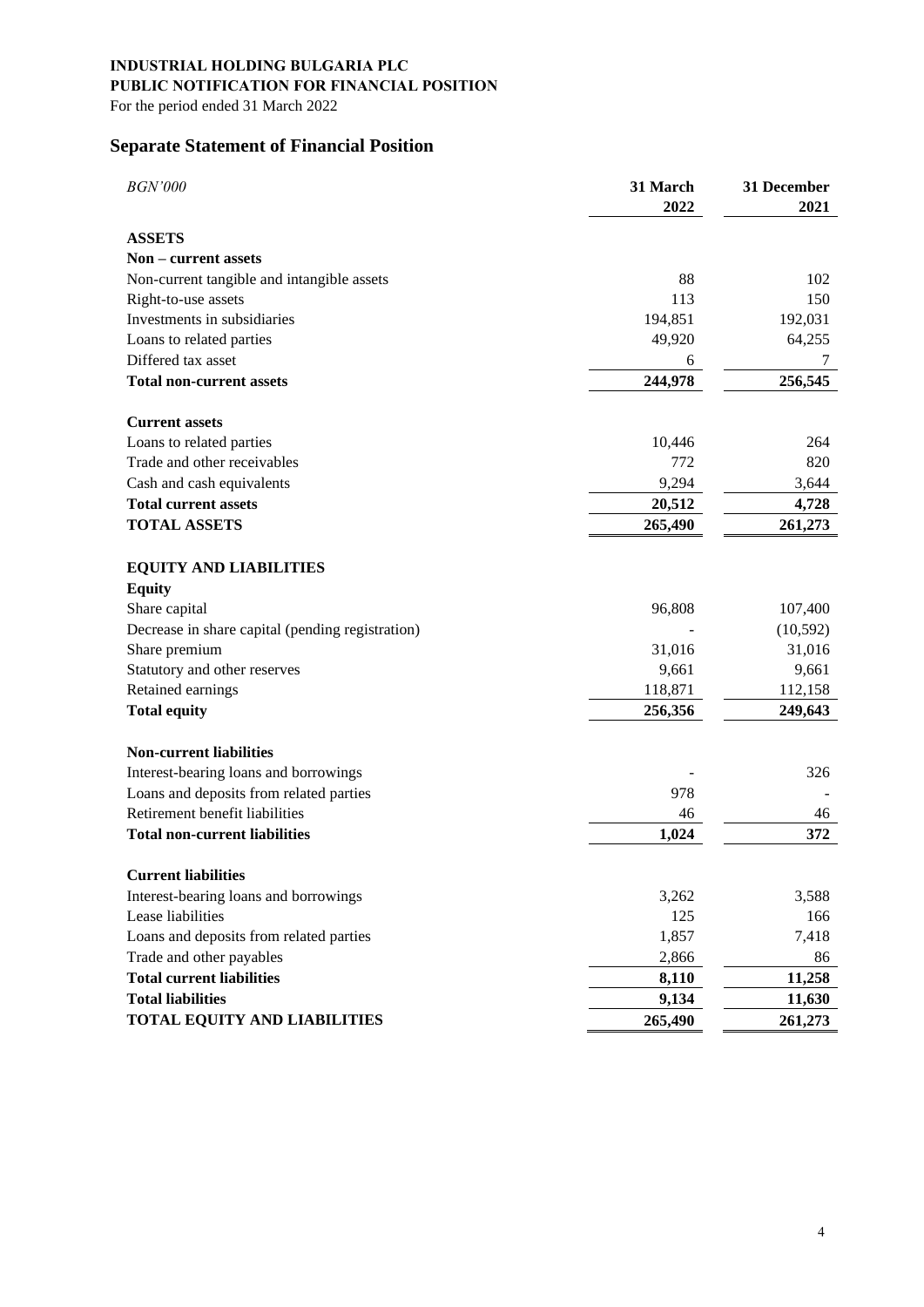**INDUSTRIAL HOLDING BULGARIA PLC**
**PUBLIC NOTIFICATION FOR FINANCIAL POSITION**
For the period ended 31 March 2022

## Separate Statement of Financial Position

| *BGN'000* | 31 March 2022 | 31 December 2021 |
|---|---|---|
| **ASSETS** | | |
| **Non – current assets** | | |
| Non-current tangible and intangible assets | 88 | 102 |
| Right-to-use assets | 113 | 150 |
| Investments in subsidiaries | 194,851 | 192,031 |
| Loans to related parties | 49,920 | 64,255 |
| Differed tax asset | 6 | 7 |
| **Total non-current assets** | **244,978** | **256,545** |
| **Current assets** | | |
| Loans to related parties | 10,446 | 264 |
| Trade and other receivables | 772 | 820 |
| Cash and cash equivalents | 9,294 | 3,644 |
| **Total current assets** | **20,512** | **4,728** |
| **TOTAL ASSETS** | **265,490** | **261,273** |
| **EQUITY AND LIABILITIES** | | |
| **Equity** | | |
| Share capital | 96,808 | 107,400 |
| Decrease in share capital (pending registration) | - | (10,592) |
| Share premium | 31,016 | 31,016 |
| Statutory and other reserves | 9,661 | 9,661 |
| Retained earnings | 118,871 | 112,158 |
| **Total equity** | **256,356** | **249,643** |
| **Non-current liabilities** | | |
| Interest-bearing loans and borrowings | - | 326 |
| Loans and deposits from related parties | 978 | - |
| Retirement benefit liabilities | 46 | 46 |
| **Total non-current liabilities** | **1,024** | **372** |
| **Current liabilities** | | |
| Interest-bearing loans and borrowings | 3,262 | 3,588 |
| Lease liabilities | 125 | 166 |
| Loans and deposits from related parties | 1,857 | 7,418 |
| Trade and other payables | 2,866 | 86 |
| **Total current liabilities** | **8,110** | **11,258** |
| **Total liabilities** | **9,134** | **11,630** |
| **TOTAL EQUITY AND LIABILITIES** | **265,490** | **261,273** |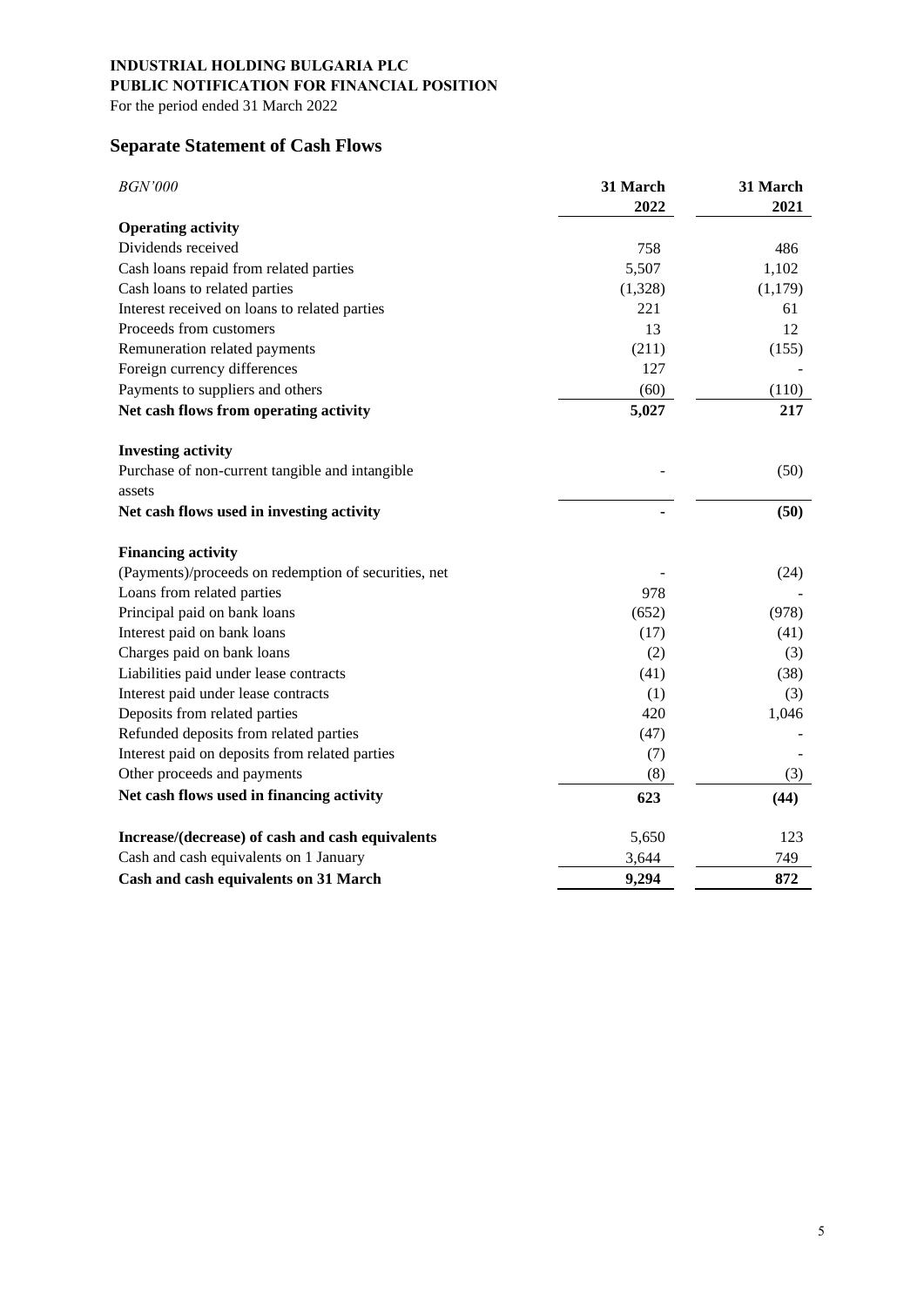**INDUSTRIAL HOLDING BULGARIA PLC**
**PUBLIC NOTIFICATION FOR FINANCIAL POSITION**
For the period ended 31 March 2022

## Separate Statement of Cash Flows

| *BGN'000* | 31 March 2022 | 31 March 2021 |
|---|---|---|
| **Operating activity** | | |
| Dividends received | 758 | 486 |
| Cash loans repaid from related parties | 5,507 | 1,102 |
| Cash loans to related parties | (1,328) | (1,179) |
| Interest received on loans to related parties | 221 | 61 |
| Proceeds from customers | 13 | 12 |
| Remuneration related payments | (211) | (155) |
| Foreign currency differences | 127 | - |
| Payments to suppliers and others | (60) | (110) |
| **Net cash flows from operating activity** | **5,027** | **217** |
| **Investing activity** | | |
| Purchase of non-current tangible and intangible assets | - | (50) |
| **Net cash flows used in investing activity** | **-** | **(50)** |
| **Financing activity** | | |
| (Payments)/proceeds on redemption of securities, net | - | (24) |
| Loans from related parties | 978 | - |
| Principal paid on bank loans | (652) | (978) |
| Interest paid on bank loans | (17) | (41) |
| Charges paid on bank loans | (2) | (3) |
| Liabilities paid under lease contracts | (41) | (38) |
| Interest paid under lease contracts | (1) | (3) |
| Deposits from related parties | 420 | 1,046 |
| Refunded deposits from related parties | (47) | - |
| Interest paid on deposits from related parties | (7) | - |
| Other proceeds and payments | (8) | (3) |
| **Net cash flows used in financing activity** | **623** | **(44)** |
| **Increase/(decrease) of cash and cash equivalents** | 5,650 | 123 |
| Cash and cash equivalents on 1 January | 3,644 | 749 |
| **Cash and cash equivalents on 31 March** | **9,294** | **872** |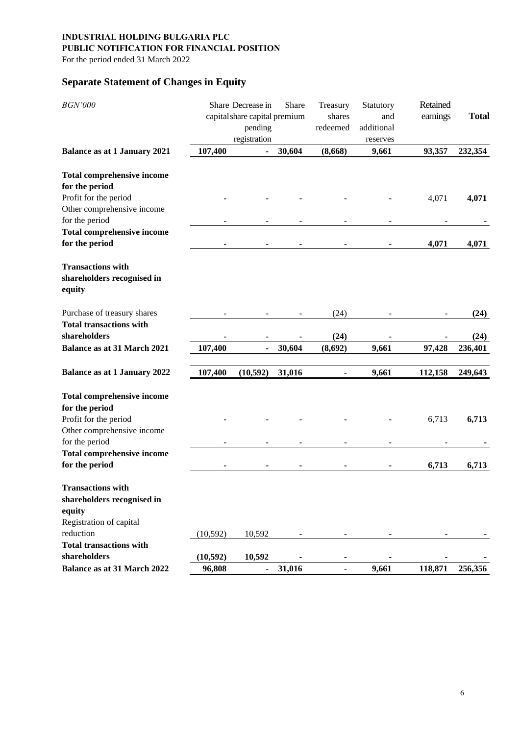**INDUSTRIAL HOLDING BULGARIA PLC**
**PUBLIC NOTIFICATION FOR FINANCIAL POSITION**
For the period ended 31 March 2022

## Separate Statement of Changes in Equity

| *BGN'000* | Share capital | Decrease in share capital pending registration | Share premium | Treasury shares redeemed | Statutory and additional reserves | Retained earnings | **Total** |
|---|---|---|---|---|---|---|---|
| **Balance as at 1 January 2021** | **107,400** | **-** | **30,604** | **(8,668)** | **9,661** | **93,357** | **232,354** |
| **Total comprehensive income for the period** | | | | | | | |
| Profit for the period | - | - | - | - | - | 4,071 | **4,071** |
| Other comprehensive income for the period | - | - | - | - | - | - | **-** |
| **Total comprehensive income for the period** | **-** | **-** | **-** | **-** | **-** | **4,071** | **4,071** |
| **Transactions with shareholders recognised in equity** | | | | | | | |
| Purchase of treasury shares | - | - | - | (24) | - | - | **(24)** |
| **Total transactions with shareholders** | **-** | **-** | **-** | **(24)** | **-** | **-** | **(24)** |
| **Balance as at 31 March 2021** | **107,400** | **-** | **30,604** | **(8,692)** | **9,661** | **97,428** | **236,401** |
| **Balance as at 1 January 2022** | **107,400** | **(10,592)** | **31,016** | **-** | **9,661** | **112,158** | **249,643** |
| **Total comprehensive income for the period** | | | | | | | |
| Profit for the period | - | - | - | - | - | 6,713 | **6,713** |
| Other comprehensive income for the period | - | - | - | - | - | - | **-** |
| **Total comprehensive income for the period** | **-** | **-** | **-** | **-** | **-** | **6,713** | **6,713** |
| **Transactions with shareholders recognised in equity** | | | | | | | |
| Registration of capital reduction | (10,592) | 10,592 | - | - | - | - | - |
| **Total transactions with shareholders** | **(10,592)** | **10,592** | **-** | **-** | **-** | **-** | **-** |
| **Balance as at 31 March 2022** | **96,808** | **-** | **31,016** | **-** | **9,661** | **118,871** | **256,356** |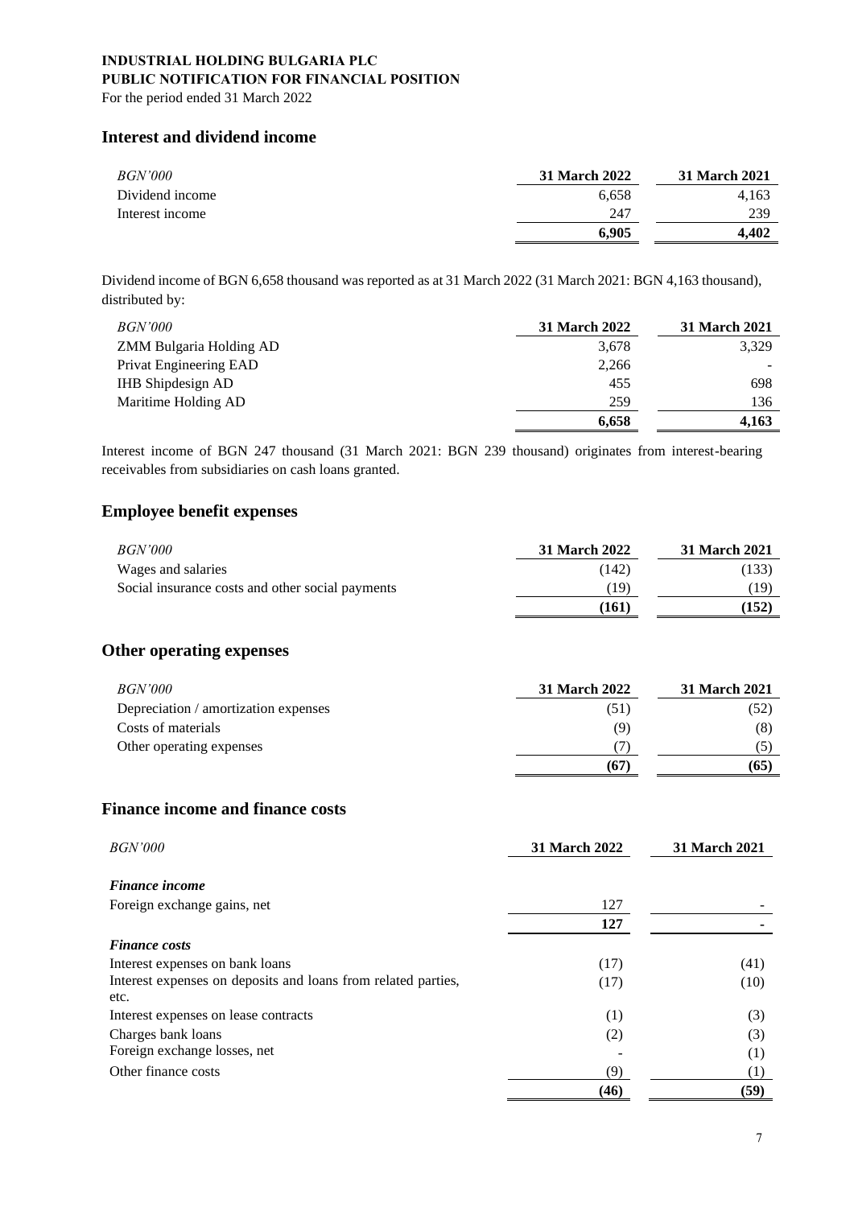**INDUSTRIAL HOLDING BULGARIA PLC**
**PUBLIC NOTIFICATION FOR FINANCIAL POSITION**
For the period ended 31 March 2022

## Interest and dividend income

| *BGN'000* | 31 March 2022 | 31 March 2021 |
|---|---|---|
| Dividend income | 6,658 | 4,163 |
| Interest income | 247 | 239 |
| | **6,905** | **4,402** |

Dividend income of BGN 6,658 thousand was reported as at 31 March 2022 (31 March 2021: BGN 4,163 thousand), distributed by:

| *BGN'000* | 31 March 2022 | 31 March 2021 |
|---|---|---|
| ZMM Bulgaria Holding AD | 3,678 | 3,329 |
| Privat Engineering EAD | 2,266 | - |
| IHB Shipdesign AD | 455 | 698 |
| Maritime Holding AD | 259 | 136 |
| | **6,658** | **4,163** |

Interest income of BGN 247 thousand (31 March 2021: BGN 239 thousand) originates from interest-bearing receivables from subsidiaries on cash loans granted.

## Employee benefit expenses

| *BGN'000* | 31 March 2022 | 31 March 2021 |
|---|---|---|
| Wages and salaries | (142) | (133) |
| Social insurance costs and other social payments | (19) | (19) |
| | **(161)** | **(152)** |

## Other operating expenses

| *BGN'000* | 31 March 2022 | 31 March 2021 |
|---|---|---|
| Depreciation / amortization expenses | (51) | (52) |
| Costs of materials | (9) | (8) |
| Other operating expenses | (7) | (5) |
| | **(67)** | **(65)** |

## Finance income and finance costs

| *BGN'000* | 31 March 2022 | 31 March 2021 |
|---|---|---|
| ***Finance income*** | | |
| Foreign exchange gains, net | 127 | - |
| | **127** | **-** |
| ***Finance costs*** | | |
| Interest expenses on bank loans | (17) | (41) |
| Interest expenses on deposits and loans from related parties, etc. | (17) | (10) |
| Interest expenses on lease contracts | (1) | (3) |
| Charges bank loans | (2) | (3) |
| Foreign exchange losses, net | - | (1) |
| Other finance costs | (9) | (1) |
| | **(46)** | **(59)** |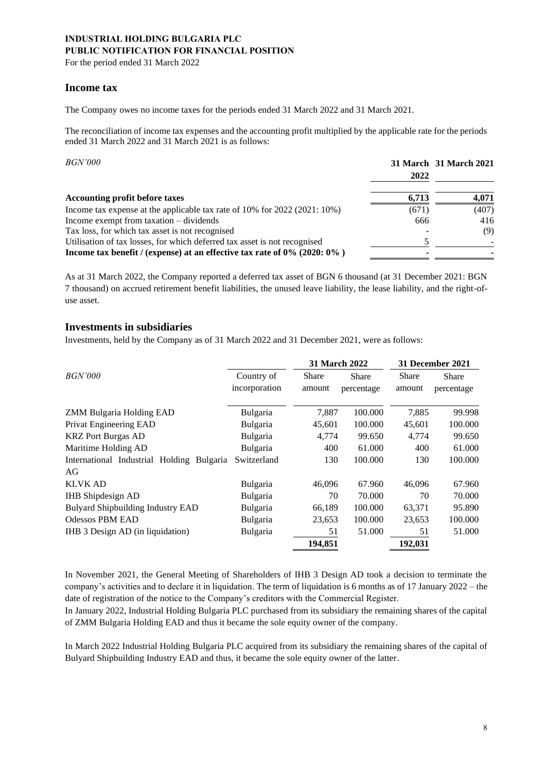**INDUSTRIAL HOLDING BULGARIA PLC**
**PUBLIC NOTIFICATION FOR FINANCIAL POSITION**
For the period ended 31 March 2022

## Income tax

The Company owes no income taxes for the periods ended 31 March 2022 and 31 March 2021.

The reconciliation of income tax expenses and the accounting profit multiplied by the applicable rate for the periods ended 31 March 2022 and 31 March 2021 is as follows:

| *BGN'000* | **31 March 2022** | **31 March 2021** |
|---|---|---|
| **Accounting profit before taxes** | **6,713** | **4,071** |
| Income tax expense at the applicable tax rate of 10% for 2022 (2021: 10%) | (671) | (407) |
| Income exempt from taxation – dividends | 666 | 416 |
| Tax loss, for which tax asset is not recognised | - | (9) |
| Utilisation of tax losses, for which deferred tax asset is not recognised | 5 | - |
| **Income tax benefit / (expense) at an effective tax rate of 0% (2020: 0% )** | - | - |

As at 31 March 2022, the Company reported a deferred tax asset of BGN 6 thousand (at 31 December 2021: BGN 7 thousand) on accrued retirement benefit liabilities, the unused leave liability, the lease liability, and the right-of-use asset.

## Investments in subsidiaries

Investments, held by the Company as of 31 March 2022 and 31 December 2021, were as follows:

| *BGN'000* | Country of incorporation | **31 March 2022** | | **31 December 2021** | |
|---|---|---|---|---|---|
| | | Share amount | Share percentage | Share amount | Share percentage |
| ZMM Bulgaria Holding EAD | Bulgaria | 7,887 | 100.000 | 7,885 | 99.998 |
| Privat Engineering EAD | Bulgaria | 45,601 | 100.000 | 45,601 | 100.000 |
| KRZ Port Burgas AD | Bulgaria | 4,774 | 99.650 | 4,774 | 99.650 |
| Maritime Holding AD | Bulgaria | 400 | 61.000 | 400 | 61.000 |
| International Industrial Holding Bulgaria AG | Switzerland | 130 | 100.000 | 130 | 100.000 |
| KLVK AD | Bulgaria | 46,096 | 67.960 | 46,096 | 67.960 |
| IHB Shipdesign AD | Bulgaria | 70 | 70.000 | 70 | 70.000 |
| Bulyard Shipbuilding Industry EAD | Bulgaria | 66,189 | 100.000 | 63,371 | 95.890 |
| Odessos PBM EAD | Bulgaria | 23,653 | 100.000 | 23,653 | 100.000 |
| IHB 3 Design AD (in liquidation) | Bulgaria | 51 | 51.000 | 51 | 51.000 |
| | | **194,851** | | **192,031** | |

In November 2021, the General Meeting of Shareholders of IHB 3 Design AD took a decision to terminate the company's activities and to declare it in liquidation. The term of liquidation is 6 months as of 17 January 2022 – the date of registration of the notice to the Company's creditors with the Commercial Register.
In January 2022, Industrial Holding Bulgaria PLC purchased from its subsidiary the remaining shares of the capital of ZMM Bulgaria Holding EAD and thus it became the sole equity owner of the company.

In March 2022 Industrial Holding Bulgaria PLC acquired from its subsidiary the remaining shares of the capital of Bulyard Shipbuilding Industry EAD and thus, it became the sole equity owner of the latter.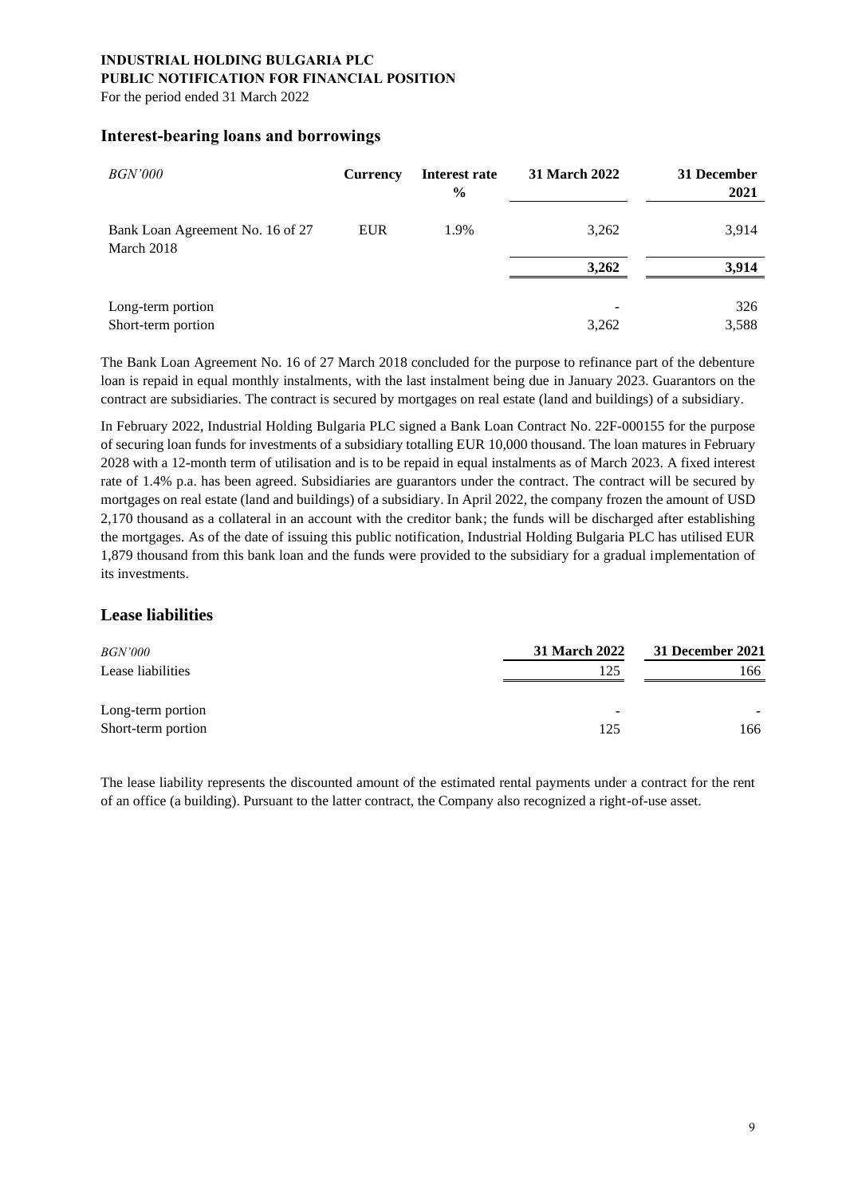## Interest-bearing loans and borrowings

| *BGN'000* | Currency | Interest rate % | 31 March 2022 | 31 December 2021 |
|---|---|---|---|---|
| Bank Loan Agreement No. 16 of 27 March 2018 | EUR | 1.9% | 3,262 | 3,914 |
| | | | **3,262** | **3,914** |
| Long-term portion | | | - | 326 |
| Short-term portion | | | 3,262 | 3,588 |

The Bank Loan Agreement No. 16 of 27 March 2018 concluded for the purpose to refinance part of the debenture loan is repaid in equal monthly instalments, with the last instalment being due in January 2023. Guarantors on the contract are subsidiaries. The contract is secured by mortgages on real estate (land and buildings) of a subsidiary.

In February 2022, Industrial Holding Bulgaria PLC signed a Bank Loan Contract No. 22F-000155 for the purpose of securing loan funds for investments of a subsidiary totalling EUR 10,000 thousand. The loan matures in February 2028 with a 12-month term of utilisation and is to be repaid in equal instalments as of March 2023. A fixed interest rate of 1.4% p.a. has been agreed. Subsidiaries are guarantors under the contract. The contract will be secured by mortgages on real estate (land and buildings) of a subsidiary. In April 2022, the company frozen the amount of USD 2,170 thousand as a collateral in an account with the creditor bank; the funds will be discharged after establishing the mortgages. As of the date of issuing this public notification, Industrial Holding Bulgaria PLC has utilised EUR 1,879 thousand from this bank loan and the funds were provided to the subsidiary for a gradual implementation of its investments.

## Lease liabilities

| *BGN'000* | 31 March 2022 | 31 December 2021 |
|---|---|---|
| Lease liabilities | 125 | 166 |
| Long-term portion | - | - |
| Short-term portion | 125 | 166 |

The lease liability represents the discounted amount of the estimated rental payments under a contract for the rent of an office (a building). Pursuant to the latter contract, the Company also recognized a right-of-use asset.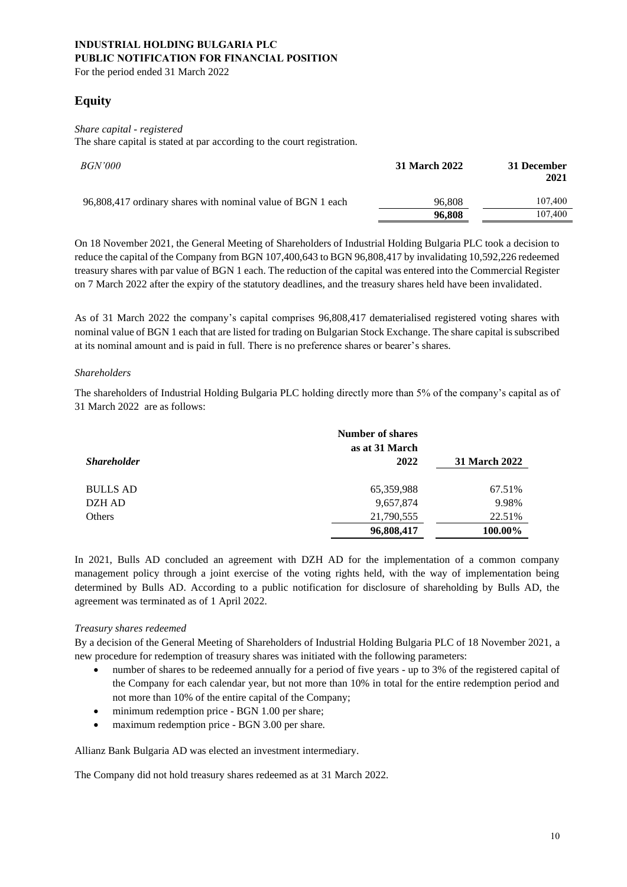# Equity

*Share capital - registered*

The share capital is stated at par according to the court registration.

| *BGN'000* | **31 March 2022** | **31 December 2021** |
|---|---|---|
| 96,808,417 ordinary shares with nominal value of BGN 1 each | 96,808 | 107,400 |
| | **96,808** | 107,400 |

On 18 November 2021, the General Meeting of Shareholders of Industrial Holding Bulgaria PLC took a decision to reduce the capital of the Company from BGN 107,400,643 to BGN 96,808,417 by invalidating 10,592,226 redeemed treasury shares with par value of BGN 1 each. The reduction of the capital was entered into the Commercial Register on 7 March 2022 after the expiry of the statutory deadlines, and the treasury shares held have been invalidated.

As of 31 March 2022 the company's capital comprises 96,808,417 dematerialised registered voting shares with nominal value of BGN 1 each that are listed for trading on Bulgarian Stock Exchange. The share capital is subscribed at its nominal amount and is paid in full. There is no preference shares or bearer's shares.

*Shareholders*

The shareholders of Industrial Holding Bulgaria PLC holding directly more than 5% of the company's capital as of 31 March 2022 are as follows:

| ***Shareholder*** | **Number of shares as at 31 March 2022** | **31 March 2022** |
|---|---|---|
| BULLS AD | 65,359,988 | 67.51% |
| DZH AD | 9,657,874 | 9.98% |
| Others | 21,790,555 | 22.51% |
| | **96,808,417** | **100.00%** |

In 2021, Bulls AD concluded an agreement with DZH AD for the implementation of a common company management policy through a joint exercise of the voting rights held, with the way of implementation being determined by Bulls AD. According to a public notification for disclosure of shareholding by Bulls AD, the agreement was terminated as of 1 April 2022.

*Treasury shares redeemed*

By a decision of the General Meeting of Shareholders of Industrial Holding Bulgaria PLC of 18 November 2021, a new procedure for redemption of treasury shares was initiated with the following parameters:

- number of shares to be redeemed annually for a period of five years - up to 3% of the registered capital of the Company for each calendar year, but not more than 10% in total for the entire redemption period and not more than 10% of the entire capital of the Company;
- minimum redemption price - BGN 1.00 per share;
- maximum redemption price - BGN 3.00 per share.

Allianz Bank Bulgaria AD was elected an investment intermediary.

The Company did not hold treasury shares redeemed as at 31 March 2022.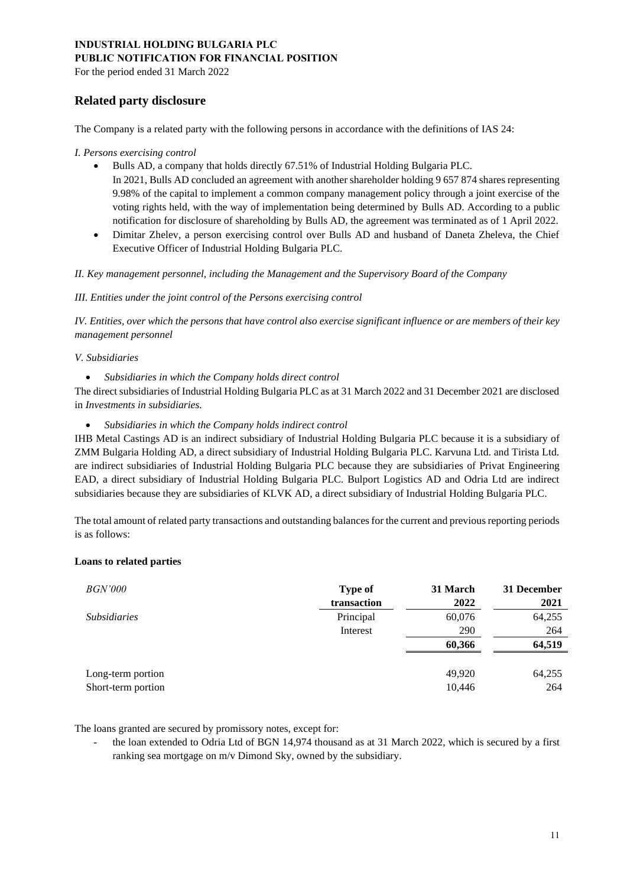## Related party disclosure

The Company is a related party with the following persons in accordance with the definitions of IAS 24:

*I. Persons exercising control*

- Bulls AD, a company that holds directly 67.51% of Industrial Holding Bulgaria PLC.
  In 2021, Bulls AD concluded an agreement with another shareholder holding 9 657 874 shares representing 9.98% of the capital to implement a common company management policy through a joint exercise of the voting rights held, with the way of implementation being determined by Bulls AD. According to a public notification for disclosure of shareholding by Bulls AD, the agreement was terminated as of 1 April 2022.
- Dimitar Zhelev, a person exercising control over Bulls AD and husband of Daneta Zheleva, the Chief Executive Officer of Industrial Holding Bulgaria PLC.

*II. Key management personnel, including the Management and the Supervisory Board of the Company*

*III. Entities under the joint control of the Persons exercising control*

*IV. Entities, over which the persons that have control also exercise significant influence or are members of their key management personnel*

*V. Subsidiaries*

- *Subsidiaries in which the Company holds direct control*

The direct subsidiaries of Industrial Holding Bulgaria PLC as at 31 March 2022 and 31 December 2021 are disclosed in *Investments in subsidiaries.*

- *Subsidiaries in which the Company holds indirect control*

IHB Metal Castings AD is an indirect subsidiary of Industrial Holding Bulgaria PLC because it is a subsidiary of ZMM Bulgaria Holding AD, a direct subsidiary of Industrial Holding Bulgaria PLC. Karvuna Ltd. and Tirista Ltd. are indirect subsidiaries of Industrial Holding Bulgaria PLC because they are subsidiaries of Privat Engineering EAD, a direct subsidiary of Industrial Holding Bulgaria PLC. Bulport Logistics AD and Odria Ltd are indirect subsidiaries because they are subsidiaries of KLVK AD, a direct subsidiary of Industrial Holding Bulgaria PLC.

The total amount of related party transactions and outstanding balances for the current and previous reporting periods is as follows:

**Loans to related parties**

| *BGN'000* | **Type of transaction** | **31 March 2022** | **31 December 2021** |
|---|---|---|---|
| *Subsidiaries* | Principal | 60,076 | 64,255 |
| | Interest | 290 | 264 |
| | | **60,366** | **64,519** |
| Long-term portion | | 49,920 | 64,255 |
| Short-term portion | | 10,446 | 264 |

The loans granted are secured by promissory notes, except for:

- the loan extended to Odria Ltd of BGN 14,974 thousand as at 31 March 2022, which is secured by a first ranking sea mortgage on m/v Dimond Sky, owned by the subsidiary.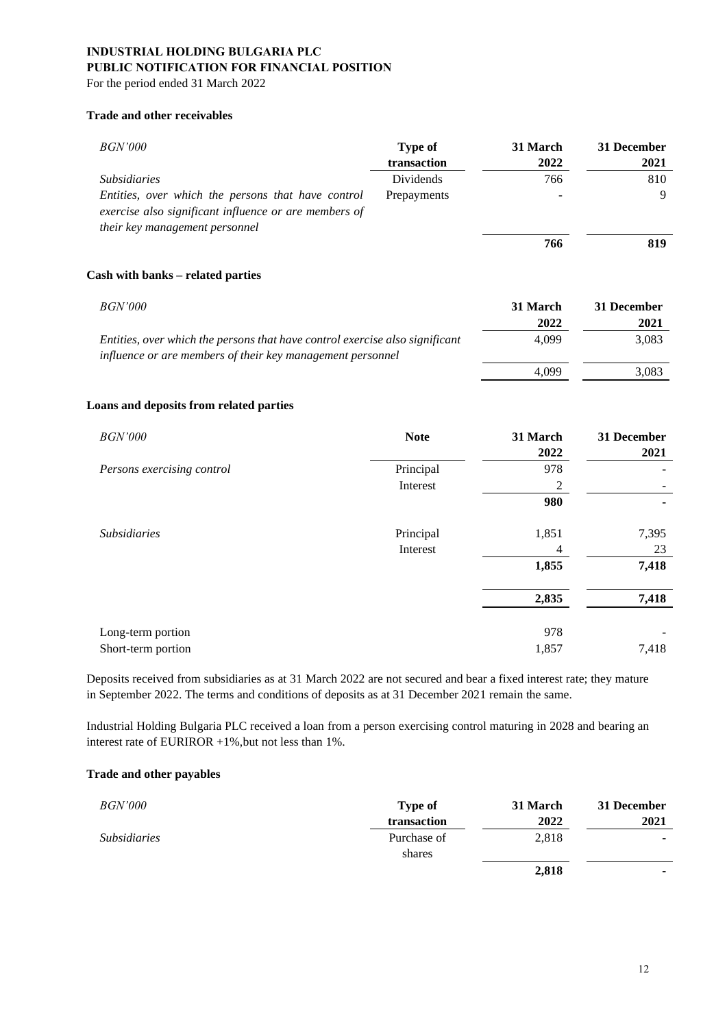**INDUSTRIAL HOLDING BULGARIA PLC**
**PUBLIC NOTIFICATION FOR FINANCIAL POSITION**
For the period ended 31 March 2022

### Trade and other receivables

| *BGN'000* | Type of transaction | 31 March 2022 | 31 December 2021 |
|---|---|---|---|
| *Subsidiaries* | Dividends | 766 | 810 |
| *Entities, over which the persons that have control exercise also significant influence or are members of their key management personnel* | Prepayments | - | 9 |
| | | **766** | **819** |

### Cash with banks – related parties

| *BGN'000* | 31 March 2022 | 31 December 2021 |
|---|---|---|
| *Entities, over which the persons that have control exercise also significant influence or are members of their key management personnel* | 4,099 | 3,083 |
| | 4,099 | 3,083 |

### Loans and deposits from related parties

| *BGN'000* | Note | 31 March 2022 | 31 December 2021 |
|---|---|---|---|
| *Persons exercising control* | Principal | 978 | - |
| | Interest | 2 | - |
| | | **980** | **-** |
| *Subsidiaries* | Principal | 1,851 | 7,395 |
| | Interest | 4 | 23 |
| | | **1,855** | **7,418** |
| | | **2,835** | **7,418** |
| Long-term portion | | 978 | - |
| Short-term portion | | 1,857 | 7,418 |

Deposits received from subsidiaries as at 31 March 2022 are not secured and bear a fixed interest rate; they mature in September 2022. The terms and conditions of deposits as at 31 December 2021 remain the same.

Industrial Holding Bulgaria PLC received a loan from a person exercising control maturing in 2028 and bearing an interest rate of EURIROR +1%,but not less than 1%.

### Trade and other payables

| *BGN'000* | Type of transaction | 31 March 2022 | 31 December 2021 |
|---|---|---|---|
| *Subsidiaries* | Purchase of shares | 2,818 | - |
| | | **2,818** | **-** |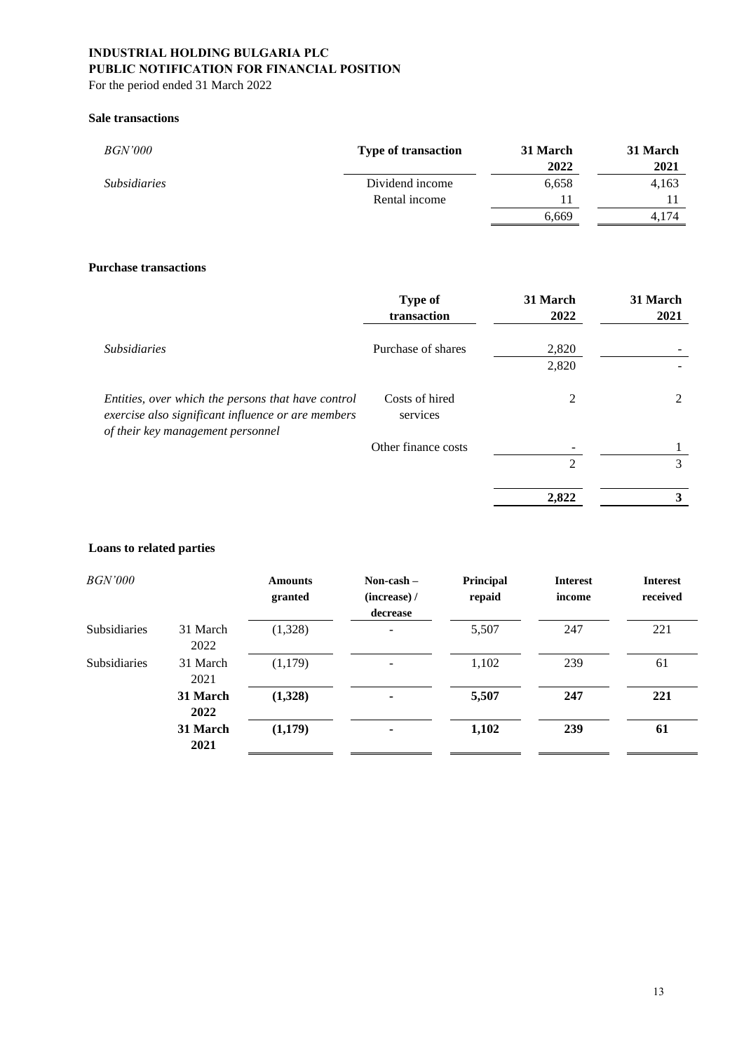**INDUSTRIAL HOLDING BULGARIA PLC**
**PUBLIC NOTIFICATION FOR FINANCIAL POSITION**
For the period ended 31 March 2022

**Sale transactions**

| *BGN'000* | Type of transaction | 31 March 2022 | 31 March 2021 |
|---|---|---|---|
| *Subsidiaries* | Dividend income | 6,658 | 4,163 |
| | Rental income | 11 | 11 |
| | | 6,669 | 4,174 |

**Purchase transactions**

| | Type of transaction | 31 March 2022 | 31 March 2021 |
|---|---|---|---|
| *Subsidiaries* | Purchase of shares | 2,820 | - |
| | | 2,820 | - |
| *Entities, over which the persons that have control exercise also significant influence or are members of their key management personnel* | Costs of hired services | 2 | 2 |
| | Other finance costs | - | 1 |
| | | 2 | 3 |
| | | **2,822** | **3** |

**Loans to related parties**

| *BGN'000* | | Amounts granted | Non-cash – (increase) / decrease | Principal repaid | Interest income | Interest received |
|---|---|---|---|---|---|---|
| Subsidiaries | 31 March 2022 | (1,328) | - | 5,507 | 247 | 221 |
| Subsidiaries | 31 March 2021 | (1,179) | - | 1,102 | 239 | 61 |
| | **31 March 2022** | **(1,328)** | **-** | **5,507** | **247** | **221** |
| | **31 March 2021** | **(1,179)** | **-** | **1,102** | **239** | **61** |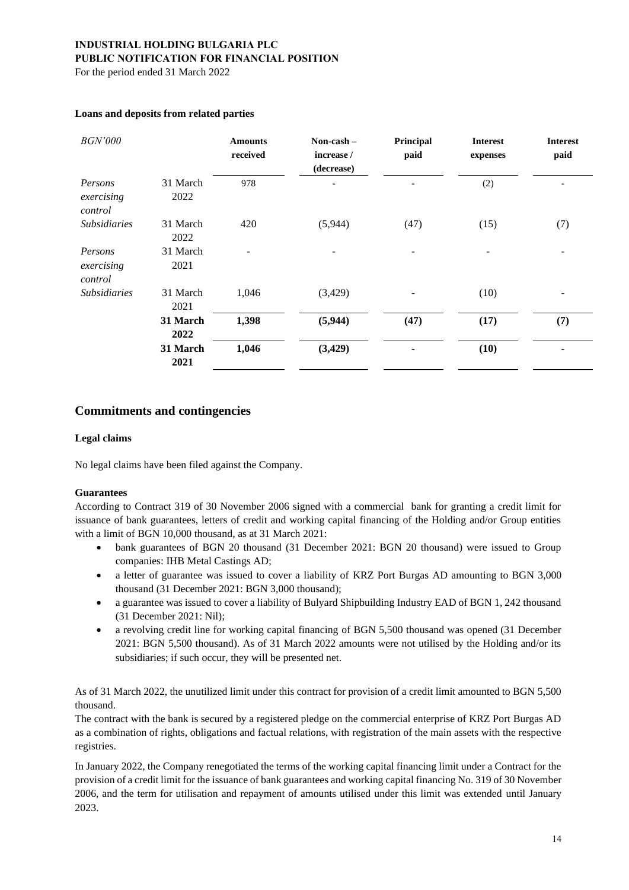**Loans and deposits from related parties**

| *BGN'000* | | **Amounts received** | **Non-cash – increase / (decrease)** | **Principal paid** | **Interest expenses** | **Interest paid** |
|---|---|---|---|---|---|---|
| *Persons exercising control* | 31 March 2022 | 978 | - | - | (2) | - |
| *Subsidiaries* | 31 March 2022 | 420 | (5,944) | (47) | (15) | (7) |
| *Persons exercising control* | 31 March 2021 | - | - | - | - | - |
| *Subsidiaries* | 31 March 2021 | 1,046 | (3,429) | - | (10) | - |
| | **31 March 2022** | **1,398** | **(5,944)** | **(47)** | **(17)** | **(7)** |
| | **31 March 2021** | **1,046** | **(3,429)** | **-** | **(10)** | **-** |

## Commitments and contingencies

**Legal claims**

No legal claims have been filed against the Company.

**Guarantees**

According to Contract 319 of 30 November 2006 signed with a commercial bank for granting a credit limit for issuance of bank guarantees, letters of credit and working capital financing of the Holding and/or Group entities with a limit of BGN 10,000 thousand, as at 31 March 2021:

- bank guarantees of BGN 20 thousand (31 December 2021: BGN 20 thousand) were issued to Group companies: IHB Metal Castings AD;
- a letter of guarantee was issued to cover a liability of KRZ Port Burgas AD amounting to BGN 3,000 thousand (31 December 2021: BGN 3,000 thousand);
- a guarantee was issued to cover a liability of Bulyard Shipbuilding Industry EAD of BGN 1, 242 thousand (31 December 2021: Nil);
- a revolving credit line for working capital financing of BGN 5,500 thousand was opened (31 December 2021: BGN 5,500 thousand). As of 31 March 2022 amounts were not utilised by the Holding and/or its subsidiaries; if such occur, they will be presented net.

As of 31 March 2022, the unutilized limit under this contract for provision of a credit limit amounted to BGN 5,500 thousand.

The contract with the bank is secured by a registered pledge on the commercial enterprise of KRZ Port Burgas AD as a combination of rights, obligations and factual relations, with registration of the main assets with the respective registries.

In January 2022, the Company renegotiated the terms of the working capital financing limit under a Contract for the provision of a credit limit for the issuance of bank guarantees and working capital financing No. 319 of 30 November 2006, and the term for utilisation and repayment of amounts utilised under this limit was extended until January 2023.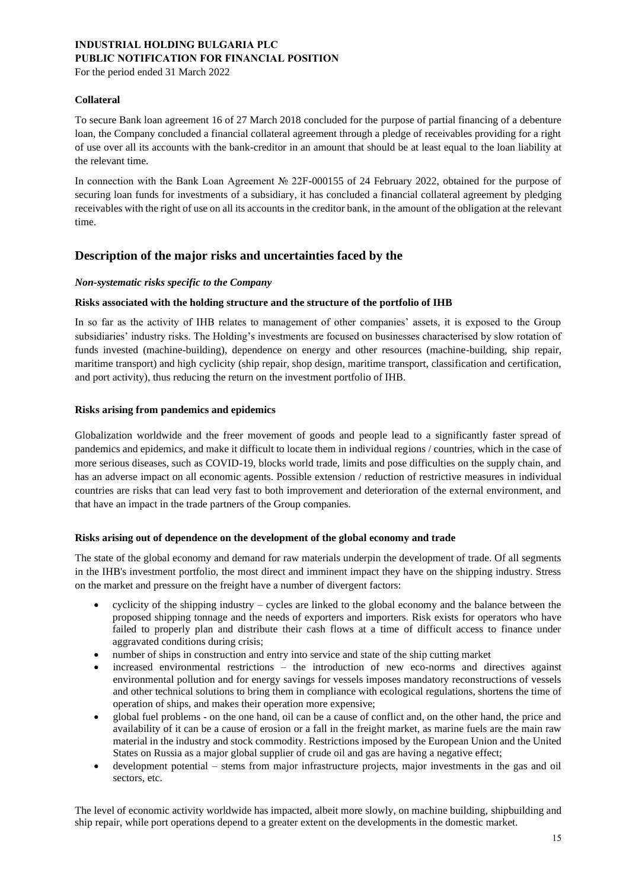**Collateral**

To secure Bank loan agreement 16 of 27 March 2018 concluded for the purpose of partial financing of a debenture loan, the Company concluded a financial collateral agreement through a pledge of receivables providing for a right of use over all its accounts with the bank-creditor in an amount that should be at least equal to the loan liability at the relevant time.

In connection with the Bank Loan Agreement № 22F-000155 of 24 February 2022, obtained for the purpose of securing loan funds for investments of a subsidiary, it has concluded a financial collateral agreement by pledging receivables with the right of use on all its accounts in the creditor bank, in the amount of the obligation at the relevant time.

## Description of the major risks and uncertainties faced by the

***Non-systematic risks specific to the Company***

**Risks associated with the holding structure and the structure of the portfolio of IHB**

In so far as the activity of IHB relates to management of other companies' assets, it is exposed to the Group subsidiaries' industry risks. The Holding's investments are focused on businesses characterised by slow rotation of funds invested (machine-building), dependence on energy and other resources (machine-building, ship repair, maritime transport) and high cyclicity (ship repair, shop design, maritime transport, classification and certification, and port activity), thus reducing the return on the investment portfolio of IHB.

**Risks arising from pandemics and epidemics**

Globalization worldwide and the freer movement of goods and people lead to a significantly faster spread of pandemics and epidemics, and make it difficult to locate them in individual regions / countries, which in the case of more serious diseases, such as COVID-19, blocks world trade, limits and pose difficulties on the supply chain, and has an adverse impact on all economic agents. Possible extension / reduction of restrictive measures in individual countries are risks that can lead very fast to both improvement and deterioration of the external environment, and that have an impact in the trade partners of the Group companies.

**Risks arising out of dependence on the development of the global economy and trade**

The state of the global economy and demand for raw materials underpin the development of trade. Of all segments in the IHB's investment portfolio, the most direct and imminent impact they have on the shipping industry. Stress on the market and pressure on the freight have a number of divergent factors:

- cyclicity of the shipping industry – cycles are linked to the global economy and the balance between the proposed shipping tonnage and the needs of exporters and importers. Risk exists for operators who have failed to properly plan and distribute their cash flows at a time of difficult access to finance under aggravated conditions during crisis;
- number of ships in construction and entry into service and state of the ship cutting market
- increased environmental restrictions – the introduction of new eco-norms and directives against environmental pollution and for energy savings for vessels imposes mandatory reconstructions of vessels and other technical solutions to bring them in compliance with ecological regulations, shortens the time of operation of ships, and makes their operation more expensive;
- global fuel problems - on the one hand, oil can be a cause of conflict and, on the other hand, the price and availability of it can be a cause of erosion or a fall in the freight market, as marine fuels are the main raw material in the industry and stock commodity. Restrictions imposed by the European Union and the United States on Russia as a major global supplier of crude oil and gas are having a negative effect;
- development potential – stems from major infrastructure projects, major investments in the gas and oil sectors, etc.

The level of economic activity worldwide has impacted, albeit more slowly, on machine building, shipbuilding and ship repair, while port operations depend to a greater extent on the developments in the domestic market.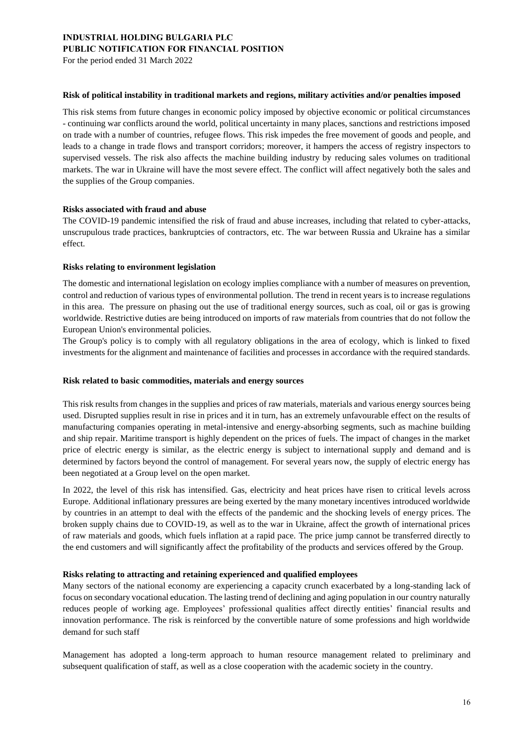#### Risk of political instability in traditional markets and regions, military activities and/or penalties imposed

This risk stems from future changes in economic policy imposed by objective economic or political circumstances - continuing war conflicts around the world, political uncertainty in many places, sanctions and restrictions imposed on trade with a number of countries, refugee flows. This risk impedes the free movement of goods and people, and leads to a change in trade flows and transport corridors; moreover, it hampers the access of registry inspectors to supervised vessels. The risk also affects the machine building industry by reducing sales volumes on traditional markets. The war in Ukraine will have the most severe effect. The conflict will affect negatively both the sales and the supplies of the Group companies.

#### Risks associated with fraud and abuse

The COVID-19 pandemic intensified the risk of fraud and abuse increases, including that related to cyber-attacks, unscrupulous trade practices, bankruptcies of contractors, etc. The war between Russia and Ukraine has a similar effect.

#### Risks relating to environment legislation

The domestic and international legislation on ecology implies compliance with a number of measures on prevention, control and reduction of various types of environmental pollution. The trend in recent years is to increase regulations in this area. The pressure on phasing out the use of traditional energy sources, such as coal, oil or gas is growing worldwide. Restrictive duties are being introduced on imports of raw materials from countries that do not follow the European Union's environmental policies.

The Group's policy is to comply with all regulatory obligations in the area of ecology, which is linked to fixed investments for the alignment and maintenance of facilities and processes in accordance with the required standards.

#### Risk related to basic commodities, materials and energy sources

This risk results from changes in the supplies and prices of raw materials, materials and various energy sources being used. Disrupted supplies result in rise in prices and it in turn, has an extremely unfavourable effect on the results of manufacturing companies operating in metal-intensive and energy-absorbing segments, such as machine building and ship repair. Maritime transport is highly dependent on the prices of fuels. The impact of changes in the market price of electric energy is similar, as the electric energy is subject to international supply and demand and is determined by factors beyond the control of management. For several years now, the supply of electric energy has been negotiated at a Group level on the open market.

In 2022, the level of this risk has intensified. Gas, electricity and heat prices have risen to critical levels across Europe. Additional inflationary pressures are being exerted by the many monetary incentives introduced worldwide by countries in an attempt to deal with the effects of the pandemic and the shocking levels of energy prices. The broken supply chains due to COVID-19, as well as to the war in Ukraine, affect the growth of international prices of raw materials and goods, which fuels inflation at a rapid pace. The price jump cannot be transferred directly to the end customers and will significantly affect the profitability of the products and services offered by the Group.

#### Risks relating to attracting and retaining experienced and qualified employees

Many sectors of the national economy are experiencing a capacity crunch exacerbated by a long-standing lack of focus on secondary vocational education. The lasting trend of declining and aging population in our country naturally reduces people of working age. Employees' professional qualities affect directly entities' financial results and innovation performance. The risk is reinforced by the convertible nature of some professions and high worldwide demand for such staff

Management has adopted a long-term approach to human resource management related to preliminary and subsequent qualification of staff, as well as a close cooperation with the academic society in the country.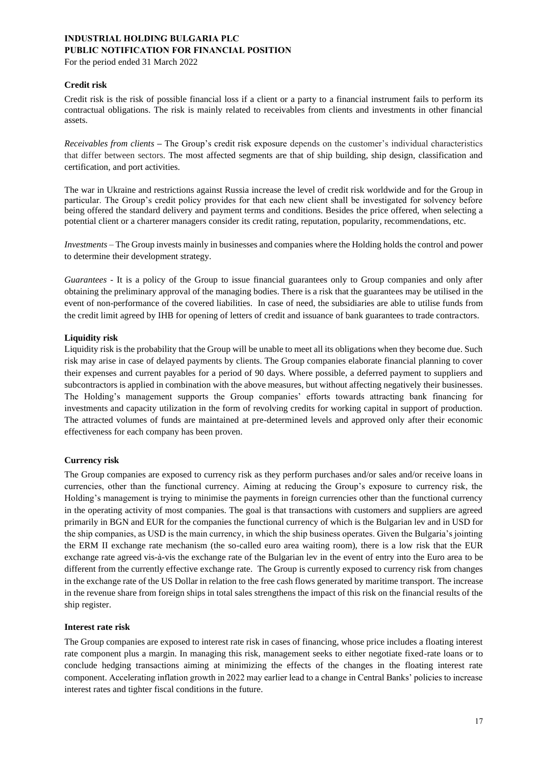**Credit risk**

Credit risk is the risk of possible financial loss if a client or a party to a financial instrument fails to perform its contractual obligations. The risk is mainly related to receivables from clients and investments in other financial assets.

*Receivables from clients* – The Group's credit risk exposure depends on the customer's individual characteristics that differ between sectors. The most affected segments are that of ship building, ship design, classification and certification, and port activities.

The war in Ukraine and restrictions against Russia increase the level of credit risk worldwide and for the Group in particular. The Group's credit policy provides for that each new client shall be investigated for solvency before being offered the standard delivery and payment terms and conditions. Besides the price offered, when selecting a potential client or a charterer managers consider its credit rating, reputation, popularity, recommendations, etc.

*Investments* – The Group invests mainly in businesses and companies where the Holding holds the control and power to determine their development strategy.

*Guarantees* - It is a policy of the Group to issue financial guarantees only to Group companies and only after obtaining the preliminary approval of the managing bodies. There is a risk that the guarantees may be utilised in the event of non-performance of the covered liabilities. In case of need, the subsidiaries are able to utilise funds from the credit limit agreed by IHB for opening of letters of credit and issuance of bank guarantees to trade contractors.

**Liquidity risk**

Liquidity risk is the probability that the Group will be unable to meet all its obligations when they become due. Such risk may arise in case of delayed payments by clients. The Group companies elaborate financial planning to cover their expenses and current payables for a period of 90 days. Where possible, a deferred payment to suppliers and subcontractors is applied in combination with the above measures, but without affecting negatively their businesses. The Holding's management supports the Group companies' efforts towards attracting bank financing for investments and capacity utilization in the form of revolving credits for working capital in support of production. The attracted volumes of funds are maintained at pre-determined levels and approved only after their economic effectiveness for each company has been proven.

**Currency risk**

The Group companies are exposed to currency risk as they perform purchases and/or sales and/or receive loans in currencies, other than the functional currency. Aiming at reducing the Group's exposure to currency risk, the Holding's management is trying to minimise the payments in foreign currencies other than the functional currency in the operating activity of most companies. The goal is that transactions with customers and suppliers are agreed primarily in BGN and EUR for the companies the functional currency of which is the Bulgarian lev and in USD for the ship companies, as USD is the main currency, in which the ship business operates. Given the Bulgaria's jointing the ERM II exchange rate mechanism (the so-called euro area waiting room), there is a low risk that the EUR exchange rate agreed vis-à-vis the exchange rate of the Bulgarian lev in the event of entry into the Euro area to be different from the currently effective exchange rate. The Group is currently exposed to currency risk from changes in the exchange rate of the US Dollar in relation to the free cash flows generated by maritime transport. The increase in the revenue share from foreign ships in total sales strengthens the impact of this risk on the financial results of the ship register.

**Interest rate risk**

The Group companies are exposed to interest rate risk in cases of financing, whose price includes a floating interest rate component plus a margin. In managing this risk, management seeks to either negotiate fixed-rate loans or to conclude hedging transactions aiming at minimizing the effects of the changes in the floating interest rate component. Accelerating inflation growth in 2022 may earlier lead to a change in Central Banks' policies to increase interest rates and tighter fiscal conditions in the future.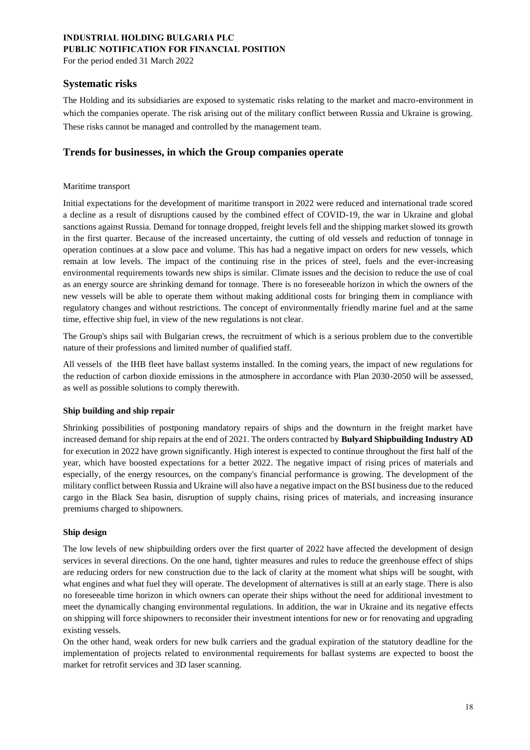## Systematic risks

The Holding and its subsidiaries are exposed to systematic risks relating to the market and macro-environment in which the companies operate. The risk arising out of the military conflict between Russia and Ukraine is growing. These risks cannot be managed and controlled by the management team.

## Trends for businesses, in which the Group companies operate

Maritime transport

Initial expectations for the development of maritime transport in 2022 were reduced and international trade scored a decline as a result of disruptions caused by the combined effect of COVID-19, the war in Ukraine and global sanctions against Russia. Demand for tonnage dropped, freight levels fell and the shipping market slowed its growth in the first quarter. Because of the increased uncertainty, the cutting of old vessels and reduction of tonnage in operation continues at a slow pace and volume. This has had a negative impact on orders for new vessels, which remain at low levels. The impact of the continuing rise in the prices of steel, fuels and the ever-increasing environmental requirements towards new ships is similar. Climate issues and the decision to reduce the use of coal as an energy source are shrinking demand for tonnage. There is no foreseeable horizon in which the owners of the new vessels will be able to operate them without making additional costs for bringing them in compliance with regulatory changes and without restrictions. The concept of environmentally friendly marine fuel and at the same time, effective ship fuel, in view of the new regulations is not clear.

The Group's ships sail with Bulgarian crews, the recruitment of which is a serious problem due to the convertible nature of their professions and limited number of qualified staff.

All vessels of the IHB fleet have ballast systems installed. In the coming years, the impact of new regulations for the reduction of carbon dioxide emissions in the atmosphere in accordance with Plan 2030-2050 will be assessed, as well as possible solutions to comply therewith.

**Ship building and ship repair**

Shrinking possibilities of postponing mandatory repairs of ships and the downturn in the freight market have increased demand for ship repairs at the end of 2021. The orders contracted by **Bulyard Shipbuilding Industry AD** for execution in 2022 have grown significantly. High interest is expected to continue throughout the first half of the year, which have boosted expectations for a better 2022. The negative impact of rising prices of materials and especially, of the energy resources, on the company's financial performance is growing. The development of the military conflict between Russia and Ukraine will also have a negative impact on the BSI business due to the reduced cargo in the Black Sea basin, disruption of supply chains, rising prices of materials, and increasing insurance premiums charged to shipowners.

**Ship design**

The low levels of new shipbuilding orders over the first quarter of 2022 have affected the development of design services in several directions. On the one hand, tighter measures and rules to reduce the greenhouse effect of ships are reducing orders for new construction due to the lack of clarity at the moment what ships will be sought, with what engines and what fuel they will operate. The development of alternatives is still at an early stage. There is also no foreseeable time horizon in which owners can operate their ships without the need for additional investment to meet the dynamically changing environmental regulations. In addition, the war in Ukraine and its negative effects on shipping will force shipowners to reconsider their investment intentions for new or for renovating and upgrading existing vessels.

On the other hand, weak orders for new bulk carriers and the gradual expiration of the statutory deadline for the implementation of projects related to environmental requirements for ballast systems are expected to boost the market for retrofit services and 3D laser scanning.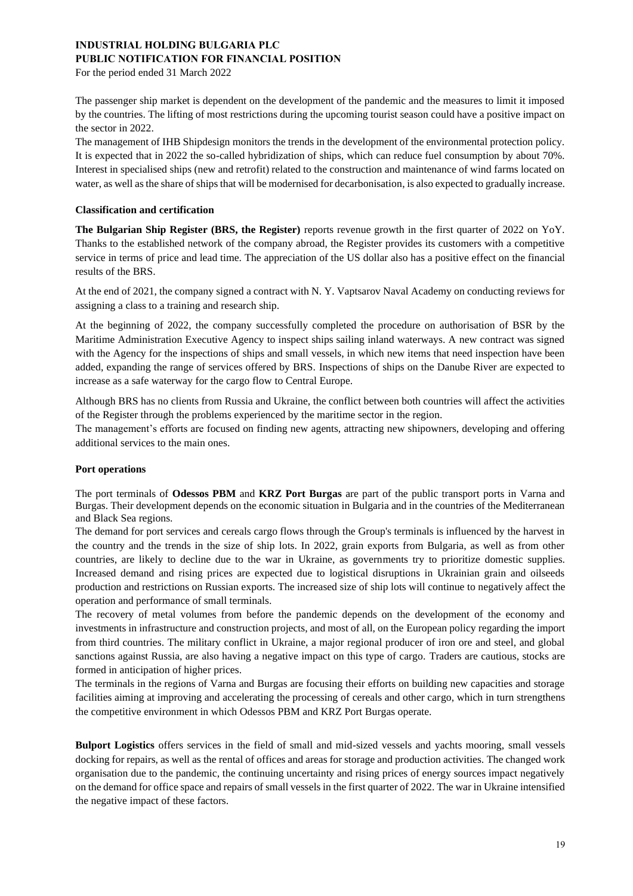The passenger ship market is dependent on the development of the pandemic and the measures to limit it imposed by the countries. The lifting of most restrictions during the upcoming tourist season could have a positive impact on the sector in 2022.

The management of IHB Shipdesign monitors the trends in the development of the environmental protection policy. It is expected that in 2022 the so-called hybridization of ships, which can reduce fuel consumption by about 70%. Interest in specialised ships (new and retrofit) related to the construction and maintenance of wind farms located on water, as well as the share of ships that will be modernised for decarbonisation, is also expected to gradually increase.

**Classification and certification**

**The Bulgarian Ship Register (BRS, the Register)** reports revenue growth in the first quarter of 2022 on YoY. Thanks to the established network of the company abroad, the Register provides its customers with a competitive service in terms of price and lead time. The appreciation of the US dollar also has a positive effect on the financial results of the BRS.

At the end of 2021, the company signed a contract with N. Y. Vaptsarov Naval Academy on conducting reviews for assigning a class to a training and research ship.

At the beginning of 2022, the company successfully completed the procedure on authorisation of BSR by the Maritime Administration Executive Agency to inspect ships sailing inland waterways. A new contract was signed with the Agency for the inspections of ships and small vessels, in which new items that need inspection have been added, expanding the range of services offered by BRS. Inspections of ships on the Danube River are expected to increase as a safe waterway for the cargo flow to Central Europe.

Although BRS has no clients from Russia and Ukraine, the conflict between both countries will affect the activities of the Register through the problems experienced by the maritime sector in the region.

The management's efforts are focused on finding new agents, attracting new shipowners, developing and offering additional services to the main ones.

**Port operations**

The port terminals of **Odessos PBM** and **KRZ Port Burgas** are part of the public transport ports in Varna and Burgas. Their development depends on the economic situation in Bulgaria and in the countries of the Mediterranean and Black Sea regions.

The demand for port services and cereals cargo flows through the Group's terminals is influenced by the harvest in the country and the trends in the size of ship lots. In 2022, grain exports from Bulgaria, as well as from other countries, are likely to decline due to the war in Ukraine, as governments try to prioritize domestic supplies. Increased demand and rising prices are expected due to logistical disruptions in Ukrainian grain and oilseeds production and restrictions on Russian exports. The increased size of ship lots will continue to negatively affect the operation and performance of small terminals.

The recovery of metal volumes from before the pandemic depends on the development of the economy and investments in infrastructure and construction projects, and most of all, on the European policy regarding the import from third countries. The military conflict in Ukraine, a major regional producer of iron ore and steel, and global sanctions against Russia, are also having a negative impact on this type of cargo. Traders are cautious, stocks are formed in anticipation of higher prices.

The terminals in the regions of Varna and Burgas are focusing their efforts on building new capacities and storage facilities aiming at improving and accelerating the processing of cereals and other cargo, which in turn strengthens the competitive environment in which Odessos PBM and KRZ Port Burgas operate.

**Bulport Logistics** offers services in the field of small and mid-sized vessels and yachts mooring, small vessels docking for repairs, as well as the rental of offices and areas for storage and production activities. The changed work organisation due to the pandemic, the continuing uncertainty and rising prices of energy sources impact negatively on the demand for office space and repairs of small vessels in the first quarter of 2022. The war in Ukraine intensified the negative impact of these factors.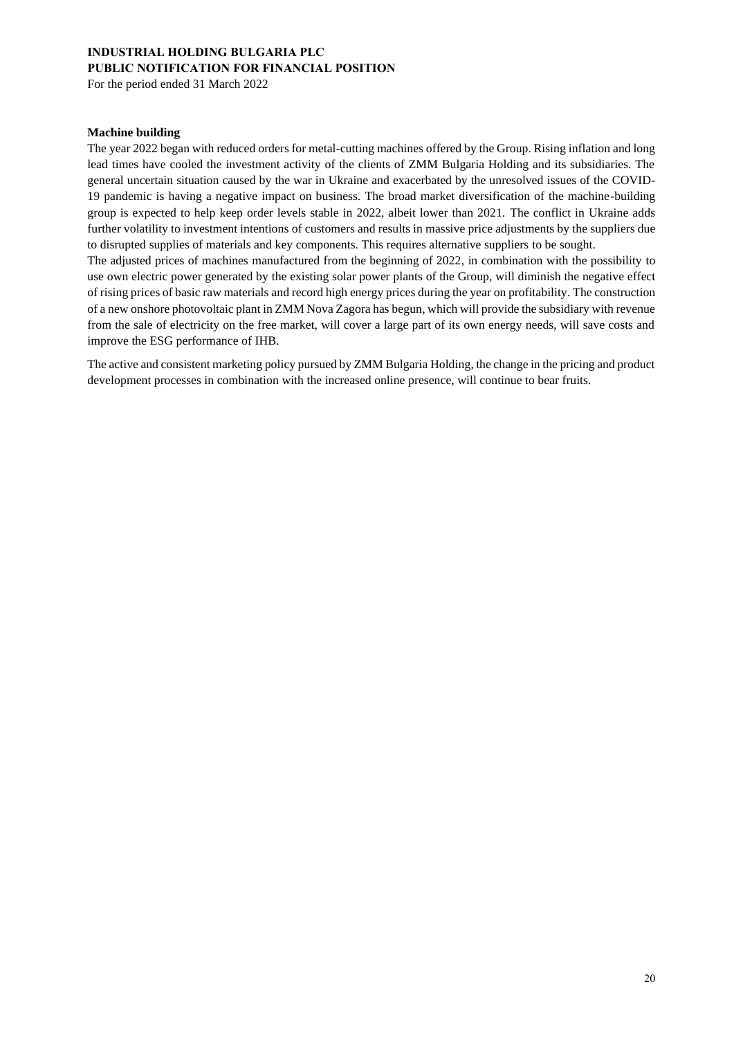**Machine building**

The year 2022 began with reduced orders for metal-cutting machines offered by the Group. Rising inflation and long lead times have cooled the investment activity of the clients of ZMM Bulgaria Holding and its subsidiaries. The general uncertain situation caused by the war in Ukraine and exacerbated by the unresolved issues of the COVID-19 pandemic is having a negative impact on business. The broad market diversification of the machine-building group is expected to help keep order levels stable in 2022, albeit lower than 2021. The conflict in Ukraine adds further volatility to investment intentions of customers and results in massive price adjustments by the suppliers due to disrupted supplies of materials and key components. This requires alternative suppliers to be sought.

The adjusted prices of machines manufactured from the beginning of 2022, in combination with the possibility to use own electric power generated by the existing solar power plants of the Group, will diminish the negative effect of rising prices of basic raw materials and record high energy prices during the year on profitability. The construction of a new onshore photovoltaic plant in ZMM Nova Zagora has begun, which will provide the subsidiary with revenue from the sale of electricity on the free market, will cover a large part of its own energy needs, will save costs and improve the ESG performance of IHB.

The active and consistent marketing policy pursued by ZMM Bulgaria Holding, the change in the pricing and product development processes in combination with the increased online presence, will continue to bear fruits.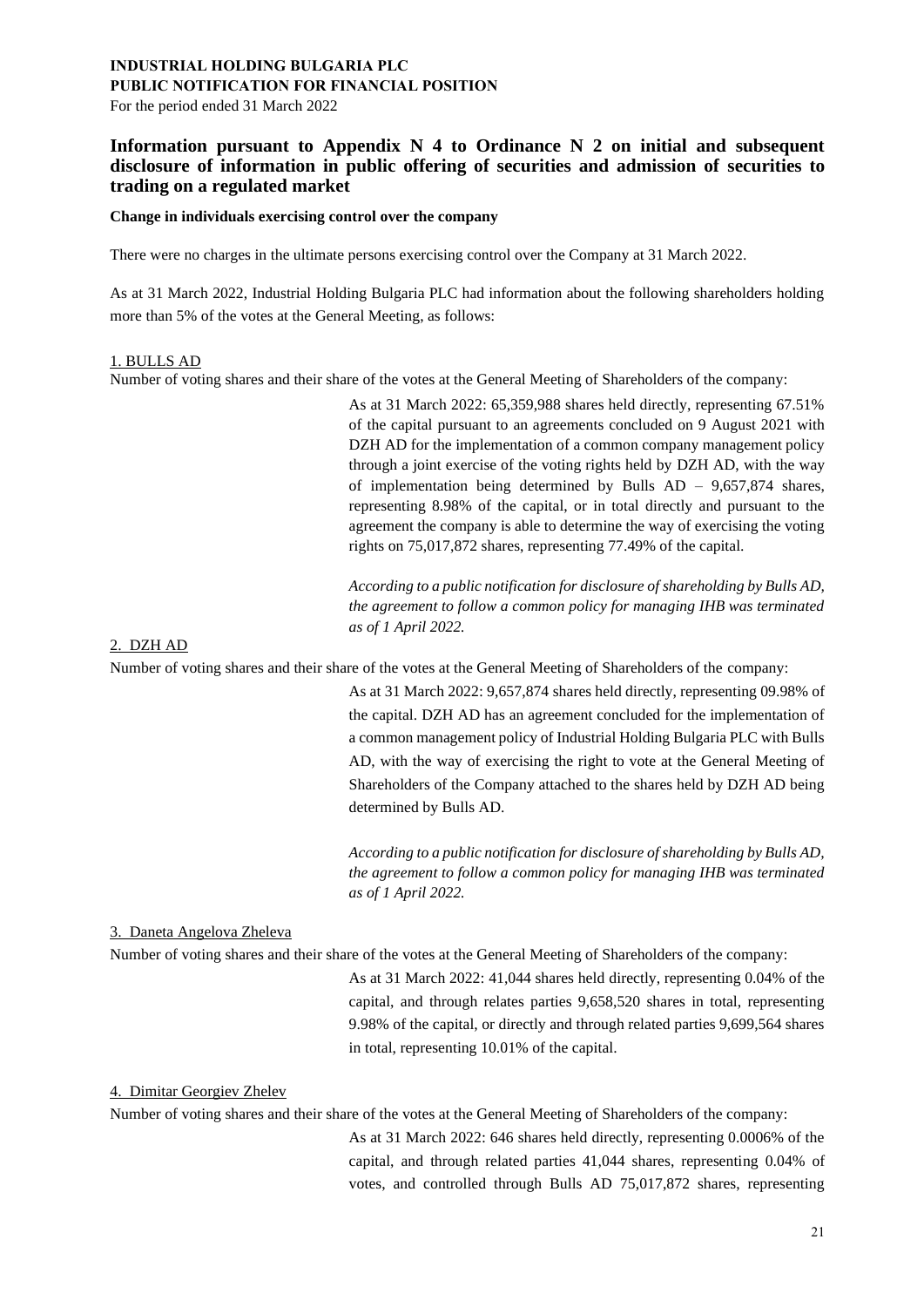**INDUSTRIAL HOLDING BULGARIA PLC**
**PUBLIC NOTIFICATION FOR FINANCIAL POSITION**
For the period ended 31 March 2022

## Information pursuant to Appendix N 4 to Ordinance N 2 on initial and subsequent disclosure of information in public offering of securities and admission of securities to trading on a regulated market

**Change in individuals exercising control over the company**

There were no charges in the ultimate persons exercising control over the Company at 31 March 2022.

As at 31 March 2022, Industrial Holding Bulgaria PLC had information about the following shareholders holding more than 5% of the votes at the General Meeting, as follows:

1. BULLS AD

Number of voting shares and their share of the votes at the General Meeting of Shareholders of the company:

As at 31 March 2022: 65,359,988 shares held directly, representing 67.51% of the capital pursuant to an agreements concluded on 9 August 2021 with DZH AD for the implementation of a common company management policy through a joint exercise of the voting rights held by DZH AD, with the way of implementation being determined by Bulls AD – 9,657,874 shares, representing 8.98% of the capital, or in total directly and pursuant to the agreement the company is able to determine the way of exercising the voting rights on 75,017,872 shares, representing 77.49% of the capital.

*According to a public notification for disclosure of shareholding by Bulls AD, the agreement to follow a common policy for managing IHB was terminated as of 1 April 2022.*

2. DZH AD

Number of voting shares and their share of the votes at the General Meeting of Shareholders of the company:

As at 31 March 2022: 9,657,874 shares held directly, representing 09.98% of the capital. DZH AD has an agreement concluded for the implementation of a common management policy of Industrial Holding Bulgaria PLC with Bulls AD, with the way of exercising the right to vote at the General Meeting of Shareholders of the Company attached to the shares held by DZH AD being determined by Bulls AD.

*According to a public notification for disclosure of shareholding by Bulls AD, the agreement to follow a common policy for managing IHB was terminated as of 1 April 2022.*

3. Daneta Angelova Zheleva

Number of voting shares and their share of the votes at the General Meeting of Shareholders of the company:

As at 31 March 2022: 41,044 shares held directly, representing 0.04% of the capital, and through relates parties 9,658,520 shares in total, representing 9.98% of the capital, or directly and through related parties 9,699,564 shares in total, representing 10.01% of the capital.

4. Dimitar Georgiev Zhelev

Number of voting shares and their share of the votes at the General Meeting of Shareholders of the company:

As at 31 March 2022: 646 shares held directly, representing 0.0006% of the capital, and through related parties 41,044 shares, representing 0.04% of votes, and controlled through Bulls AD 75,017,872 shares, representing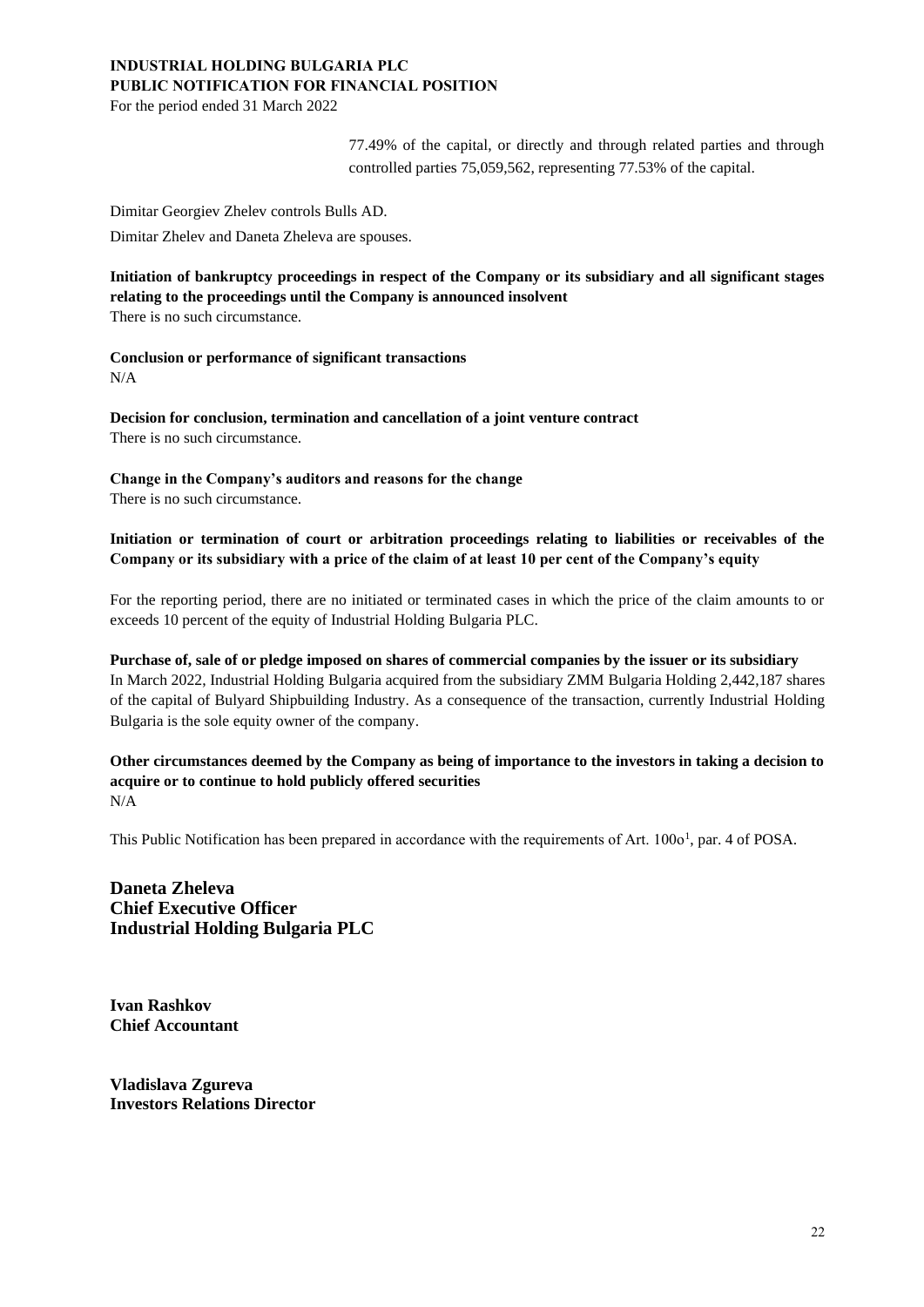77.49% of the capital, or directly and through related parties and through controlled parties 75,059,562, representing 77.53% of the capital.

Dimitar Georgiev Zhelev controls Bulls AD.

Dimitar Zhelev and Daneta Zheleva are spouses.

**Initiation of bankruptcy proceedings in respect of the Company or its subsidiary and all significant stages relating to the proceedings until the Company is announced insolvent**

There is no such circumstance.

**Conclusion or performance of significant transactions**

N/A

**Decision for conclusion, termination and cancellation of a joint venture contract**

There is no such circumstance.

**Change in the Company's auditors and reasons for the change**

There is no such circumstance.

**Initiation or termination of court or arbitration proceedings relating to liabilities or receivables of the Company or its subsidiary with a price of the claim of at least 10 per cent of the Company's equity**

For the reporting period, there are no initiated or terminated cases in which the price of the claim amounts to or exceeds 10 percent of the equity of Industrial Holding Bulgaria PLC.

**Purchase of, sale of or pledge imposed on shares of commercial companies by the issuer or its subsidiary**

In March 2022, Industrial Holding Bulgaria acquired from the subsidiary ZMM Bulgaria Holding 2,442,187 shares of the capital of Bulyard Shipbuilding Industry. As a consequence of the transaction, currently Industrial Holding Bulgaria is the sole equity owner of the company.

**Other circumstances deemed by the Company as being of importance to the investors in taking a decision to acquire or to continue to hold publicly offered securities**

N/A

This Public Notification has been prepared in accordance with the requirements of Art. 100o[1], par. 4 of POSA.

**Daneta Zheleva**
**Chief Executive Officer**
**Industrial Holding Bulgaria PLC**

**Ivan Rashkov**
**Chief Accountant**

**Vladislava Zgureva**
**Investors Relations Director**